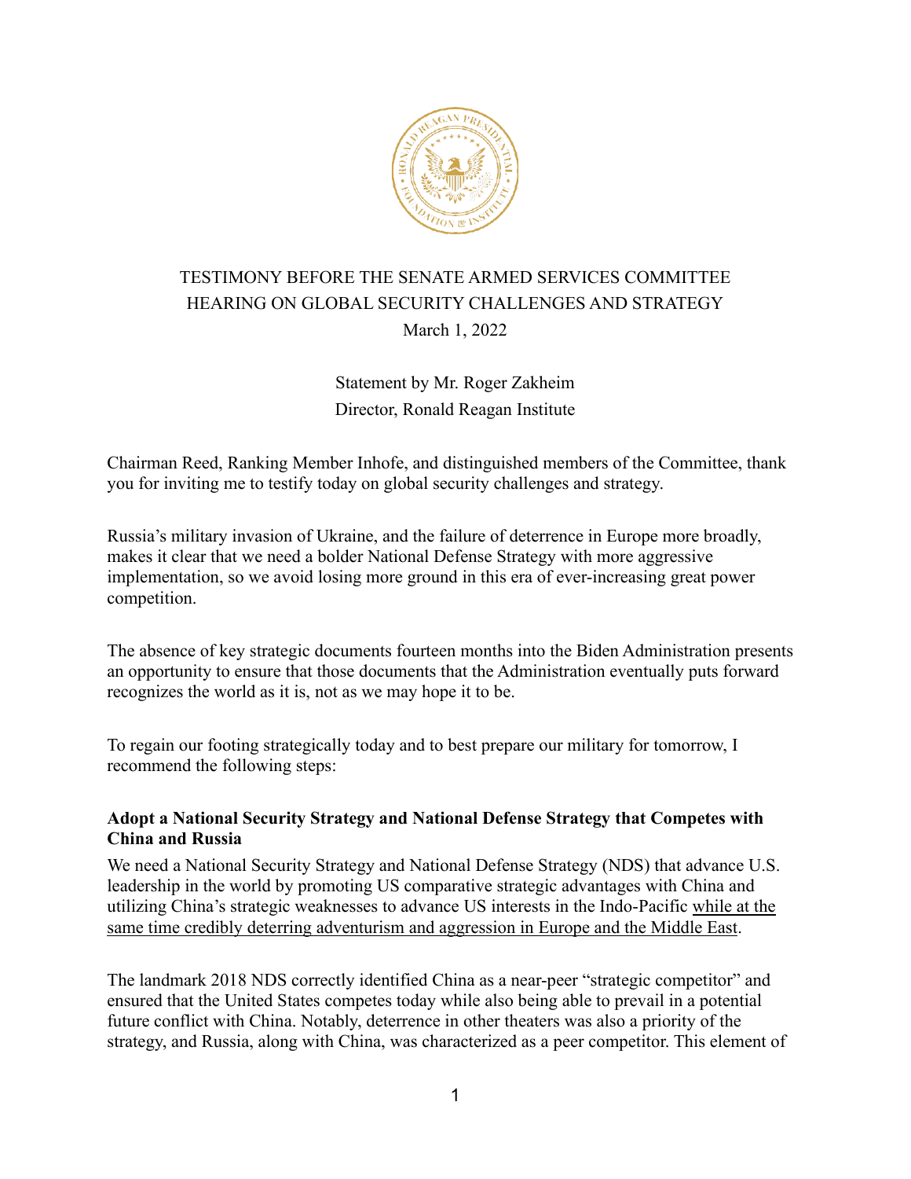TESTIMONY BEFORE THE SENATE ARMED SERVICES COMMITTEE
HEARING ON GLOBAL SECURITY CHALLENGES AND STRATEGY
March 1, 2022

Statement by Mr. Roger Zakheim
Director, Ronald Reagan Institute

Chairman Reed, Ranking Member Inhofe, and distinguished members of the Committee, thank you for inviting me to testify today on global security challenges and strategy.

Russia's military invasion of Ukraine, and the failure of deterrence in Europe more broadly, makes it clear that we need a bolder National Defense Strategy with more aggressive implementation, so we avoid losing more ground in this era of ever-increasing great power competition.

The absence of key strategic documents fourteen months into the Biden Administration presents an opportunity to ensure that those documents that the Administration eventually puts forward recognizes the world as it is, not as we may hope it to be.

To regain our footing strategically today and to best prepare our military for tomorrow, I recommend the following steps:

**Adopt a National Security Strategy and National Defense Strategy that Competes with China and Russia**

We need a National Security Strategy and National Defense Strategy (NDS) that advance U.S. leadership in the world by promoting US comparative strategic advantages with China and utilizing China's strategic weaknesses to advance US interests in the Indo-Pacific <u>while at the same time credibly deterring adventurism and aggression in Europe and the Middle East</u>.

The landmark 2018 NDS correctly identified China as a near-peer "strategic competitor" and ensured that the United States competes today while also being able to prevail in a potential future conflict with China. Notably, deterrence in other theaters was also a priority of the strategy, and Russia, along with China, was characterized as a peer competitor. This element of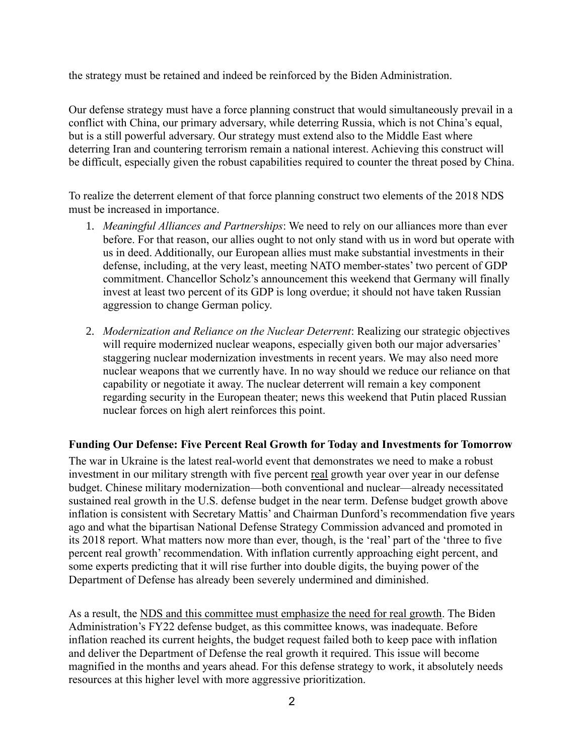the strategy must be retained and indeed be reinforced by the Biden Administration.

Our defense strategy must have a force planning construct that would simultaneously prevail in a conflict with China, our primary adversary, while deterring Russia, which is not China's equal, but is a still powerful adversary. Our strategy must extend also to the Middle East where deterring Iran and countering terrorism remain a national interest. Achieving this construct will be difficult, especially given the robust capabilities required to counter the threat posed by China.

To realize the deterrent element of that force planning construct two elements of the 2018 NDS must be increased in importance.

1. *Meaningful Alliances and Partnerships*: We need to rely on our alliances more than ever before. For that reason, our allies ought to not only stand with us in word but operate with us in deed. Additionally, our European allies must make substantial investments in their defense, including, at the very least, meeting NATO member-states' two percent of GDP commitment. Chancellor Scholz's announcement this weekend that Germany will finally invest at least two percent of its GDP is long overdue; it should not have taken Russian aggression to change German policy.

2. *Modernization and Reliance on the Nuclear Deterrent*: Realizing our strategic objectives will require modernized nuclear weapons, especially given both our major adversaries' staggering nuclear modernization investments in recent years. We may also need more nuclear weapons that we currently have. In no way should we reduce our reliance on that capability or negotiate it away. The nuclear deterrent will remain a key component regarding security in the European theater; news this weekend that Putin placed Russian nuclear forces on high alert reinforces this point.

**Funding Our Defense: Five Percent Real Growth for Today and Investments for Tomorrow**

The war in Ukraine is the latest real-world event that demonstrates we need to make a robust investment in our military strength with five percent <u>real</u> growth year over year in our defense budget. Chinese military modernization—both conventional and nuclear—already necessitated sustained real growth in the U.S. defense budget in the near term. Defense budget growth above inflation is consistent with Secretary Mattis' and Chairman Dunford's recommendation five years ago and what the bipartisan National Defense Strategy Commission advanced and promoted in its 2018 report. What matters now more than ever, though, is the 'real' part of the 'three to five percent real growth' recommendation. With inflation currently approaching eight percent, and some experts predicting that it will rise further into double digits, the buying power of the Department of Defense has already been severely undermined and diminished.

As a result, the <u>NDS and this committee must emphasize the need for real growth</u>. The Biden Administration's FY22 defense budget, as this committee knows, was inadequate. Before inflation reached its current heights, the budget request failed both to keep pace with inflation and deliver the Department of Defense the real growth it required. This issue will become magnified in the months and years ahead. For this defense strategy to work, it absolutely needs resources at this higher level with more aggressive prioritization.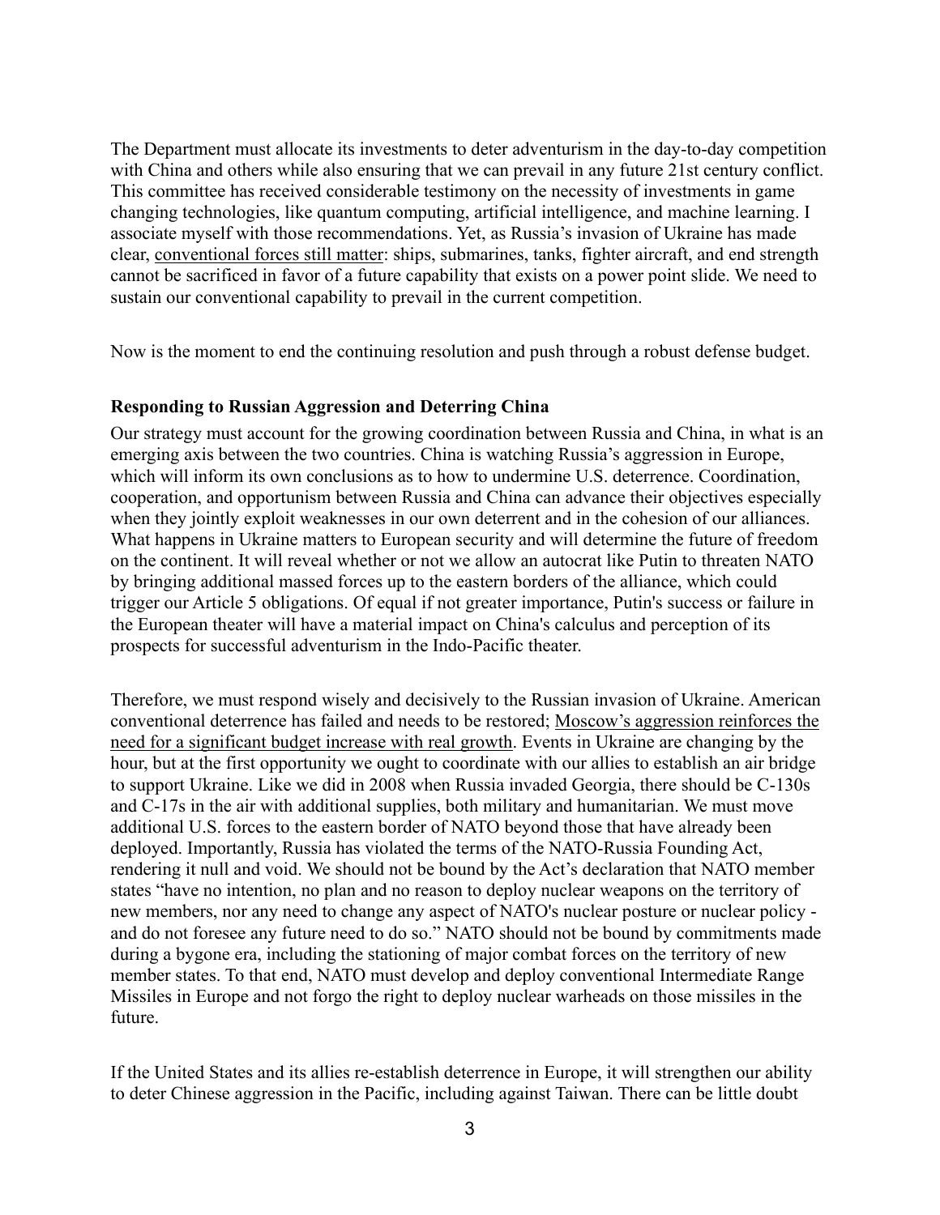The Department must allocate its investments to deter adventurism in the day-to-day competition with China and others while also ensuring that we can prevail in any future 21st century conflict. This committee has received considerable testimony on the necessity of investments in game changing technologies, like quantum computing, artificial intelligence, and machine learning. I associate myself with those recommendations. Yet, as Russia's invasion of Ukraine has made clear, <u>conventional forces still matter</u>: ships, submarines, tanks, fighter aircraft, and end strength cannot be sacrificed in favor of a future capability that exists on a power point slide. We need to sustain our conventional capability to prevail in the current competition.

Now is the moment to end the continuing resolution and push through a robust defense budget.

**Responding to Russian Aggression and Deterring China**

Our strategy must account for the growing coordination between Russia and China, in what is an emerging axis between the two countries. China is watching Russia's aggression in Europe, which will inform its own conclusions as to how to undermine U.S. deterrence. Coordination, cooperation, and opportunism between Russia and China can advance their objectives especially when they jointly exploit weaknesses in our own deterrent and in the cohesion of our alliances. What happens in Ukraine matters to European security and will determine the future of freedom on the continent. It will reveal whether or not we allow an autocrat like Putin to threaten NATO by bringing additional massed forces up to the eastern borders of the alliance, which could trigger our Article 5 obligations. Of equal if not greater importance, Putin's success or failure in the European theater will have a material impact on China's calculus and perception of its prospects for successful adventurism in the Indo-Pacific theater.

Therefore, we must respond wisely and decisively to the Russian invasion of Ukraine. American conventional deterrence has failed and needs to be restored; <u>Moscow's aggression reinforces the need for a significant budget increase with real growth</u>. Events in Ukraine are changing by the hour, but at the first opportunity we ought to coordinate with our allies to establish an air bridge to support Ukraine. Like we did in 2008 when Russia invaded Georgia, there should be C-130s and C-17s in the air with additional supplies, both military and humanitarian. We must move additional U.S. forces to the eastern border of NATO beyond those that have already been deployed. Importantly, Russia has violated the terms of the NATO-Russia Founding Act, rendering it null and void. We should not be bound by the Act's declaration that NATO member states "have no intention, no plan and no reason to deploy nuclear weapons on the territory of new members, nor any need to change any aspect of NATO's nuclear posture or nuclear policy - and do not foresee any future need to do so." NATO should not be bound by commitments made during a bygone era, including the stationing of major combat forces on the territory of new member states. To that end, NATO must develop and deploy conventional Intermediate Range Missiles in Europe and not forgo the right to deploy nuclear warheads on those missiles in the future.

If the United States and its allies re-establish deterrence in Europe, it will strengthen our ability to deter Chinese aggression in the Pacific, including against Taiwan. There can be little doubt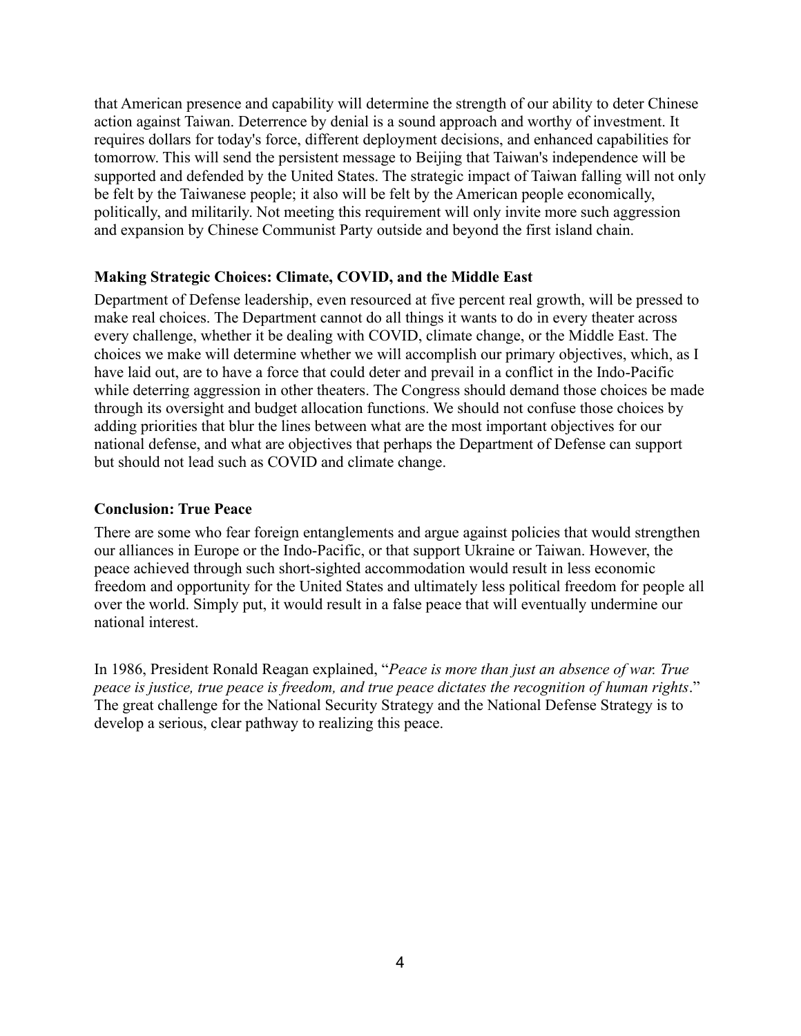that American presence and capability will determine the strength of our ability to deter Chinese action against Taiwan. Deterrence by denial is a sound approach and worthy of investment. It requires dollars for today's force, different deployment decisions, and enhanced capabilities for tomorrow. This will send the persistent message to Beijing that Taiwan's independence will be supported and defended by the United States. The strategic impact of Taiwan falling will not only be felt by the Taiwanese people; it also will be felt by the American people economically, politically, and militarily. Not meeting this requirement will only invite more such aggression and expansion by Chinese Communist Party outside and beyond the first island chain.

**Making Strategic Choices: Climate, COVID, and the Middle East**

Department of Defense leadership, even resourced at five percent real growth, will be pressed to make real choices. The Department cannot do all things it wants to do in every theater across every challenge, whether it be dealing with COVID, climate change, or the Middle East. The choices we make will determine whether we will accomplish our primary objectives, which, as I have laid out, are to have a force that could deter and prevail in a conflict in the Indo-Pacific while deterring aggression in other theaters. The Congress should demand those choices be made through its oversight and budget allocation functions. We should not confuse those choices by adding priorities that blur the lines between what are the most important objectives for our national defense, and what are objectives that perhaps the Department of Defense can support but should not lead such as COVID and climate change.

**Conclusion: True Peace**

There are some who fear foreign entanglements and argue against policies that would strengthen our alliances in Europe or the Indo-Pacific, or that support Ukraine or Taiwan. However, the peace achieved through such short-sighted accommodation would result in less economic freedom and opportunity for the United States and ultimately less political freedom for people all over the world. Simply put, it would result in a false peace that will eventually undermine our national interest.

In 1986, President Ronald Reagan explained, "*Peace is more than just an absence of war. True peace is justice, true peace is freedom, and true peace dictates the recognition of human rights*." The great challenge for the National Security Strategy and the National Defense Strategy is to develop a serious, clear pathway to realizing this peace.